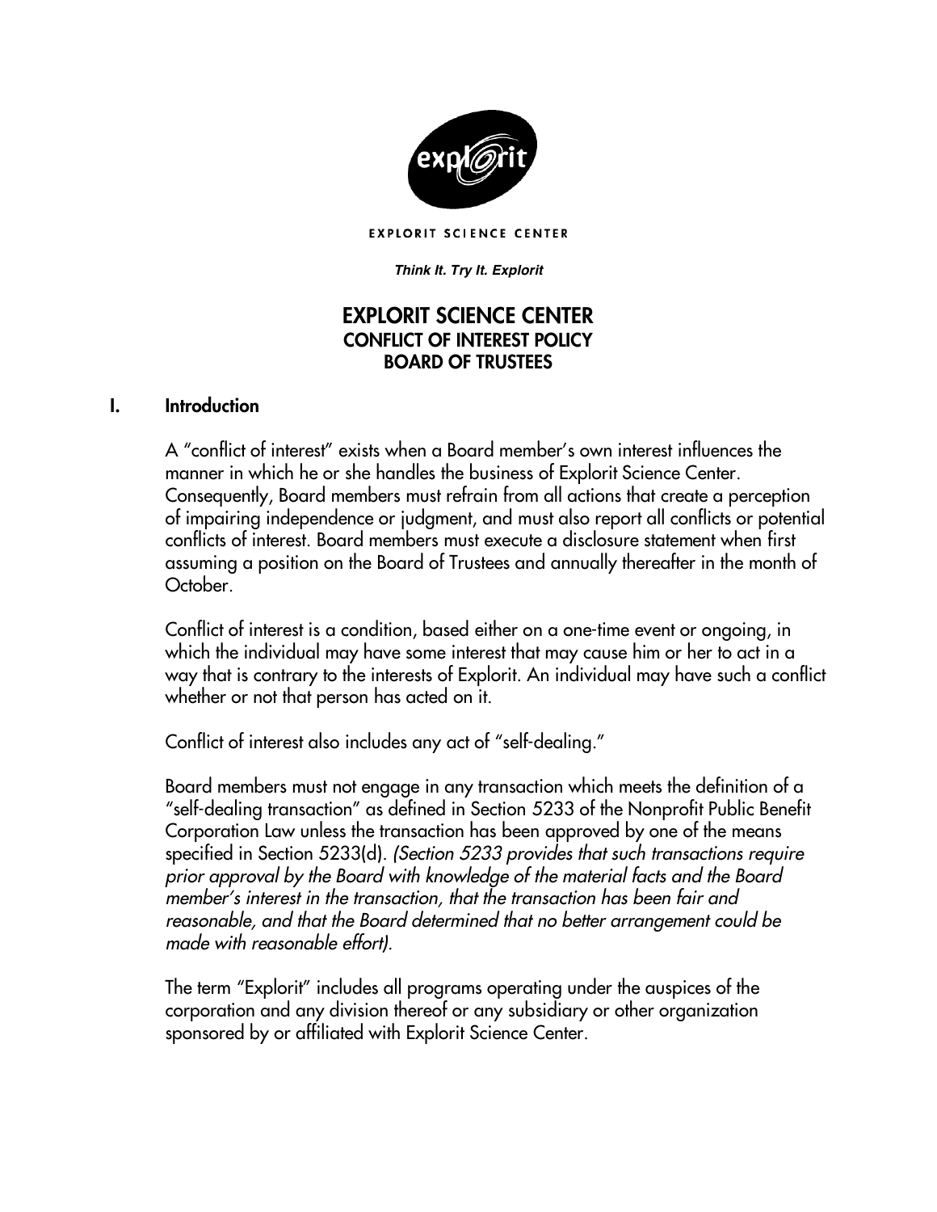EXPLORIT SCIENCE CENTER

***Think It. Try It. Explorit***

# EXPLORIT SCIENCE CENTER
## CONFLICT OF INTEREST POLICY
## BOARD OF TRUSTEES

## I. Introduction

A "conflict of interest" exists when a Board member's own interest influences the manner in which he or she handles the business of Explorit Science Center. Consequently, Board members must refrain from all actions that create a perception of impairing independence or judgment, and must also report all conflicts or potential conflicts of interest. Board members must execute a disclosure statement when first assuming a position on the Board of Trustees and annually thereafter in the month of October.

Conflict of interest is a condition, based either on a one-time event or ongoing, in which the individual may have some interest that may cause him or her to act in a way that is contrary to the interests of Explorit. An individual may have such a conflict whether or not that person has acted on it.

Conflict of interest also includes any act of "self-dealing."

Board members must not engage in any transaction which meets the definition of a "self-dealing transaction" as defined in Section 5233 of the Nonprofit Public Benefit Corporation Law unless the transaction has been approved by one of the means specified in Section 5233(d). *(Section 5233 provides that such transactions require prior approval by the Board with knowledge of the material facts and the Board member's interest in the transaction, that the transaction has been fair and reasonable, and that the Board determined that no better arrangement could be made with reasonable effort).*

The term "Explorit" includes all programs operating under the auspices of the corporation and any division thereof or any subsidiary or other organization sponsored by or affiliated with Explorit Science Center.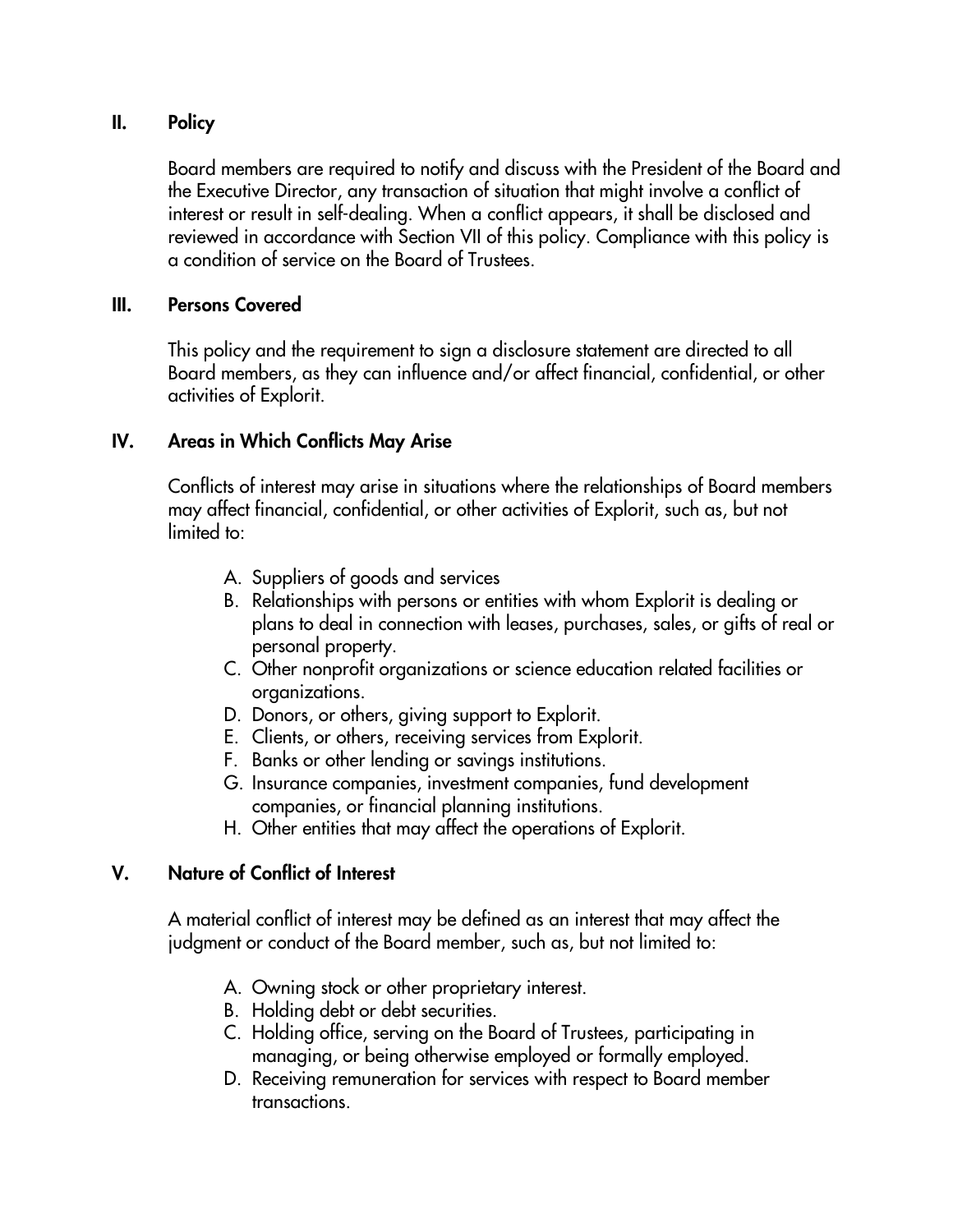## II. Policy

Board members are required to notify and discuss with the President of the Board and the Executive Director, any transaction of situation that might involve a conflict of interest or result in self-dealing. When a conflict appears, it shall be disclosed and reviewed in accordance with Section VII of this policy. Compliance with this policy is a condition of service on the Board of Trustees.

## III. Persons Covered

This policy and the requirement to sign a disclosure statement are directed to all Board members, as they can influence and/or affect financial, confidential, or other activities of Explorit.

## IV. Areas in Which Conflicts May Arise

Conflicts of interest may arise in situations where the relationships of Board members may affect financial, confidential, or other activities of Explorit, such as, but not limited to:

A. Suppliers of goods and services
B. Relationships with persons or entities with whom Explorit is dealing or plans to deal in connection with leases, purchases, sales, or gifts of real or personal property.
C. Other nonprofit organizations or science education related facilities or organizations.
D. Donors, or others, giving support to Explorit.
E. Clients, or others, receiving services from Explorit.
F. Banks or other lending or savings institutions.
G. Insurance companies, investment companies, fund development companies, or financial planning institutions.
H. Other entities that may affect the operations of Explorit.

## V. Nature of Conflict of Interest

A material conflict of interest may be defined as an interest that may affect the judgment or conduct of the Board member, such as, but not limited to:

A. Owning stock or other proprietary interest.
B. Holding debt or debt securities.
C. Holding office, serving on the Board of Trustees, participating in managing, or being otherwise employed or formally employed.
D. Receiving remuneration for services with respect to Board member transactions.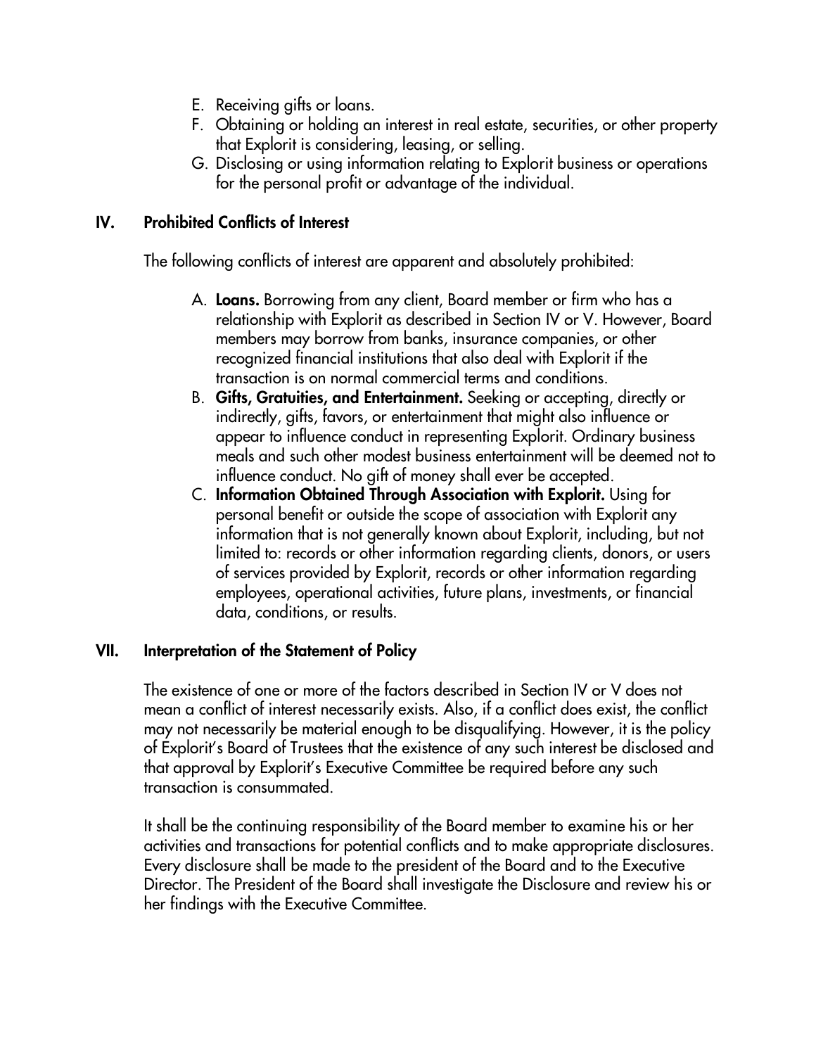E. Receiving gifts or loans.
F. Obtaining or holding an interest in real estate, securities, or other property that Explorit is considering, leasing, or selling.
G. Disclosing or using information relating to Explorit business or operations for the personal profit or advantage of the individual.

## IV. Prohibited Conflicts of Interest

The following conflicts of interest are apparent and absolutely prohibited:

A. **Loans.** Borrowing from any client, Board member or firm who has a relationship with Explorit as described in Section IV or V. However, Board members may borrow from banks, insurance companies, or other recognized financial institutions that also deal with Explorit if the transaction is on normal commercial terms and conditions.
B. **Gifts, Gratuities, and Entertainment.** Seeking or accepting, directly or indirectly, gifts, favors, or entertainment that might also influence or appear to influence conduct in representing Explorit. Ordinary business meals and such other modest business entertainment will be deemed not to influence conduct. No gift of money shall ever be accepted.
C. **Information Obtained Through Association with Explorit.** Using for personal benefit or outside the scope of association with Explorit any information that is not generally known about Explorit, including, but not limited to: records or other information regarding clients, donors, or users of services provided by Explorit, records or other information regarding employees, operational activities, future plans, investments, or financial data, conditions, or results.

## VII. Interpretation of the Statement of Policy

The existence of one or more of the factors described in Section IV or V does not mean a conflict of interest necessarily exists. Also, if a conflict does exist, the conflict may not necessarily be material enough to be disqualifying. However, it is the policy of Explorit's Board of Trustees that the existence of any such interest be disclosed and that approval by Explorit's Executive Committee be required before any such transaction is consummated.

It shall be the continuing responsibility of the Board member to examine his or her activities and transactions for potential conflicts and to make appropriate disclosures. Every disclosure shall be made to the president of the Board and to the Executive Director. The President of the Board shall investigate the Disclosure and review his or her findings with the Executive Committee.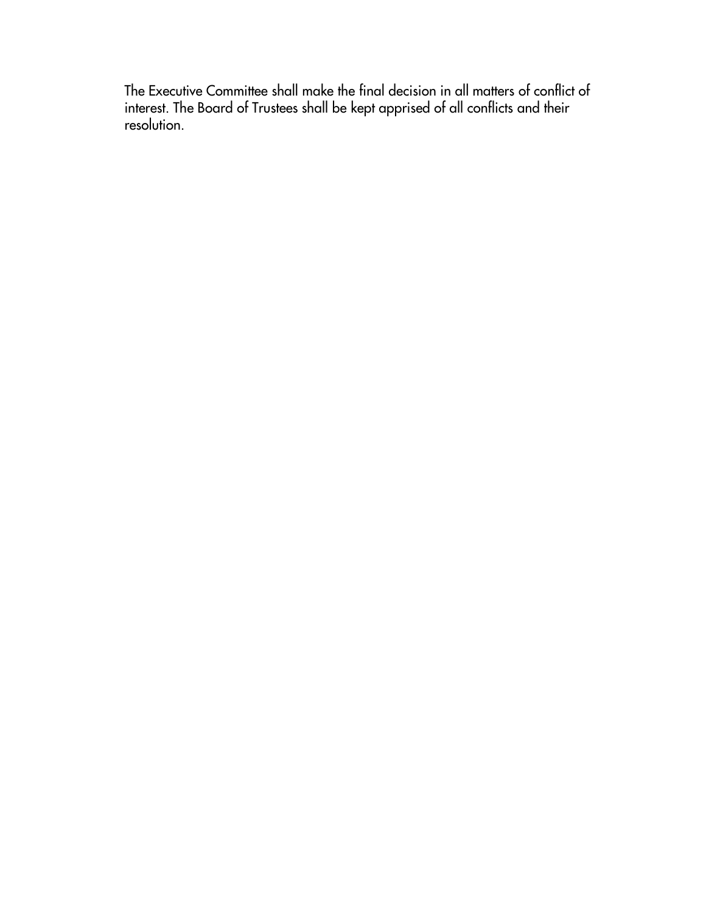The Executive Committee shall make the final decision in all matters of conflict of interest. The Board of Trustees shall be kept apprised of all conflicts and their resolution.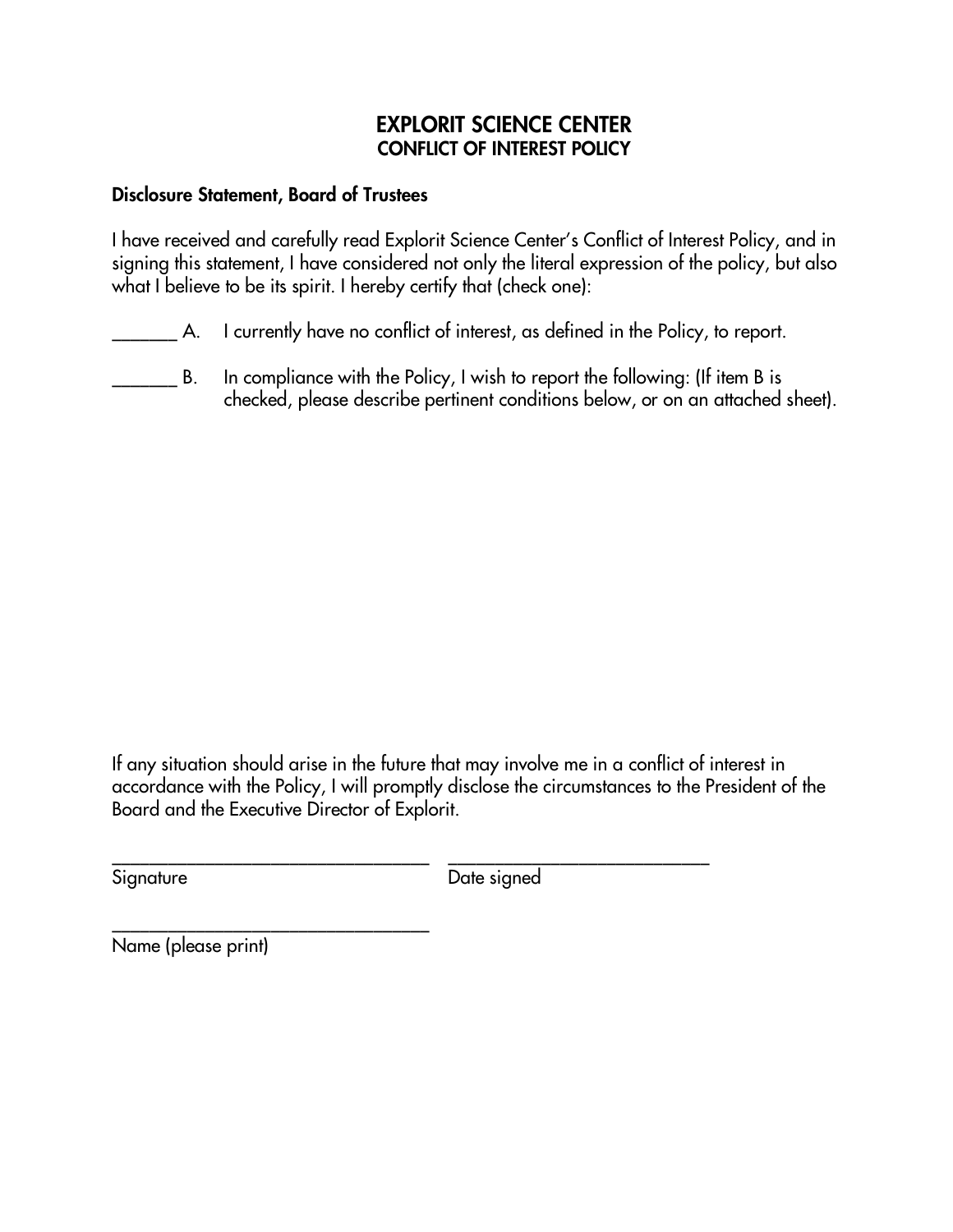# EXPLORIT SCIENCE CENTER
## CONFLICT OF INTEREST POLICY

**Disclosure Statement, Board of Trustees**

I have received and carefully read Explorit Science Center's Conflict of Interest Policy, and in signing this statement, I have considered not only the literal expression of the policy, but also what I believe to be its spirit. I hereby certify that (check one):

_______ A. I currently have no conflict of interest, as defined in the Policy, to report.

_______ B. In compliance with the Policy, I wish to report the following: (If item B is checked, please describe pertinent conditions below, or on an attached sheet).

If any situation should arise in the future that may involve me in a conflict of interest in accordance with the Policy, I will promptly disclose the circumstances to the President of the Board and the Executive Director of Explorit.

_________________________________ ____________________________

Signature Date signed

_________________________________

Name (please print)